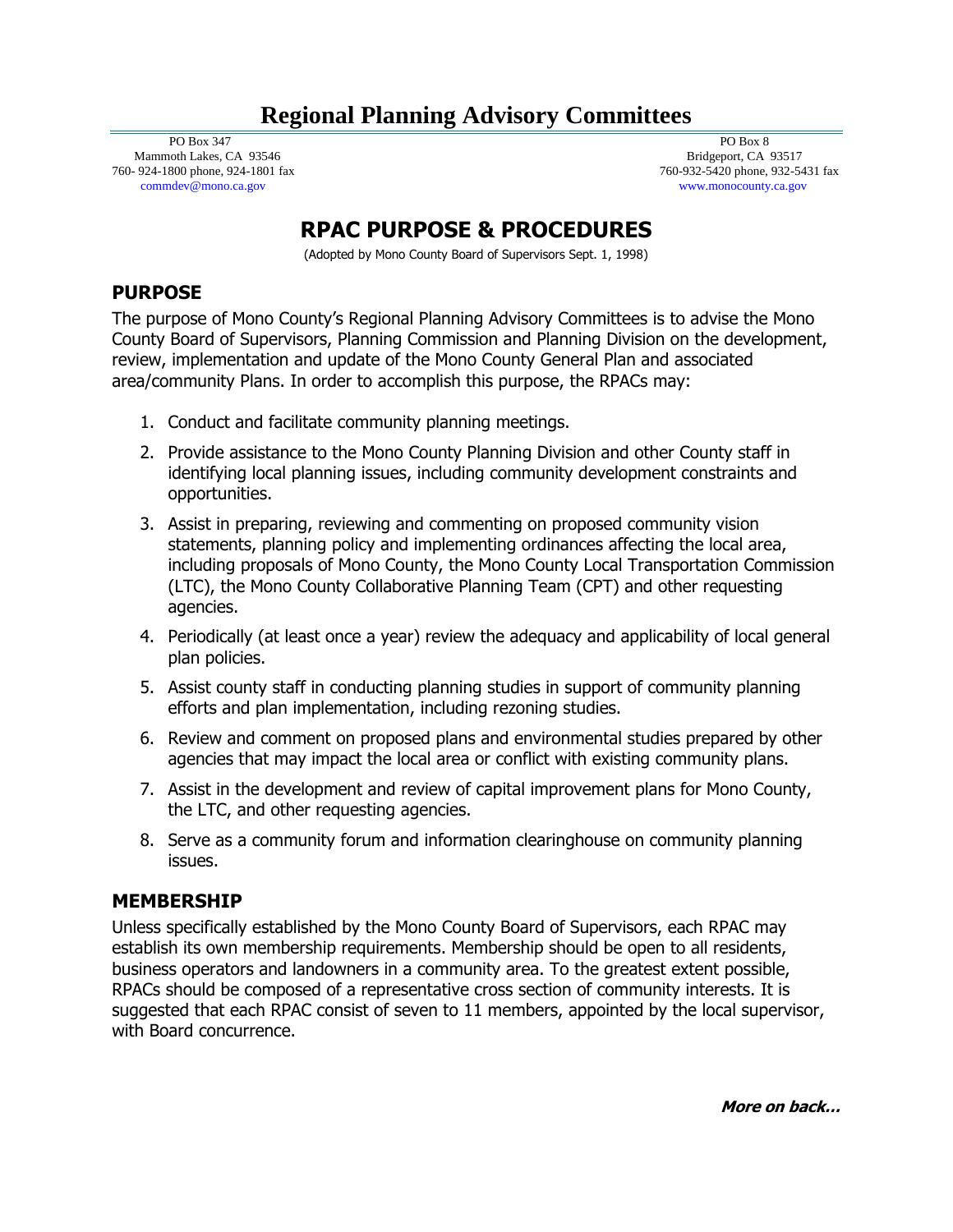# Regional Planning Advisory Committees

PO Box 347
Mammoth Lakes, CA 93546
760- 924-1800 phone, 924-1801 fax
commdev@mono.ca.gov

PO Box 8
Bridgeport, CA 93517
760-932-5420 phone, 932-5431 fax
www.monocounty.ca.gov

## RPAC PURPOSE & PROCEDURES

(Adopted by Mono County Board of Supervisors Sept. 1, 1998)

### PURPOSE

The purpose of Mono County's Regional Planning Advisory Committees is to advise the Mono County Board of Supervisors, Planning Commission and Planning Division on the development, review, implementation and update of the Mono County General Plan and associated area/community Plans. In order to accomplish this purpose, the RPACs may:

1. Conduct and facilitate community planning meetings.
2. Provide assistance to the Mono County Planning Division and other County staff in identifying local planning issues, including community development constraints and opportunities.
3. Assist in preparing, reviewing and commenting on proposed community vision statements, planning policy and implementing ordinances affecting the local area, including proposals of Mono County, the Mono County Local Transportation Commission (LTC), the Mono County Collaborative Planning Team (CPT) and other requesting agencies.
4. Periodically (at least once a year) review the adequacy and applicability of local general plan policies.
5. Assist county staff in conducting planning studies in support of community planning efforts and plan implementation, including rezoning studies.
6. Review and comment on proposed plans and environmental studies prepared by other agencies that may impact the local area or conflict with existing community plans.
7. Assist in the development and review of capital improvement plans for Mono County, the LTC, and other requesting agencies.
8. Serve as a community forum and information clearinghouse on community planning issues.

### MEMBERSHIP

Unless specifically established by the Mono County Board of Supervisors, each RPAC may establish its own membership requirements. Membership should be open to all residents, business operators and landowners in a community area. To the greatest extent possible, RPACs should be composed of a representative cross section of community interests. It is suggested that each RPAC consist of seven to 11 members, appointed by the local supervisor, with Board concurrence.

***More on back...***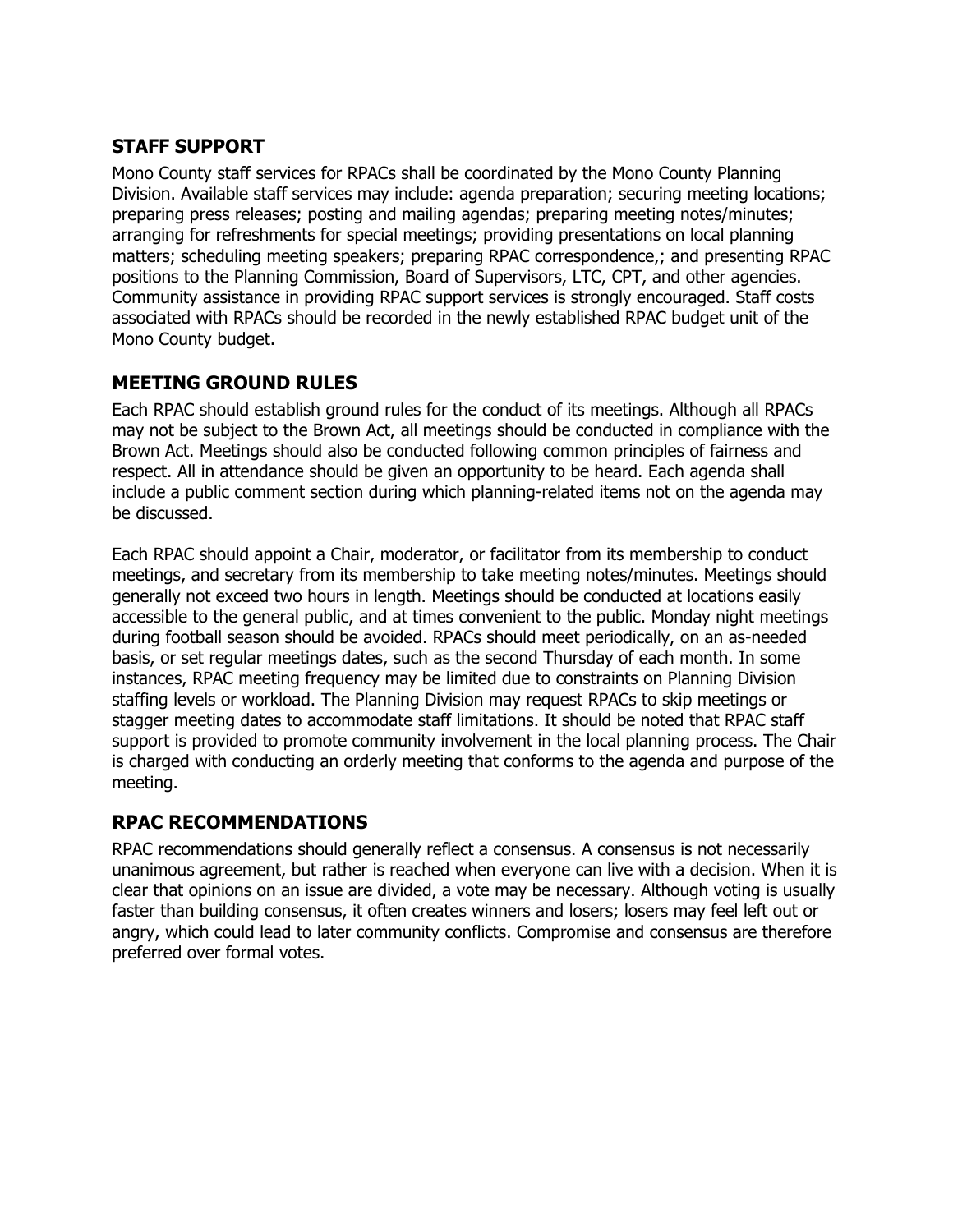## STAFF SUPPORT

Mono County staff services for RPACs shall be coordinated by the Mono County Planning Division. Available staff services may include: agenda preparation; securing meeting locations; preparing press releases; posting and mailing agendas; preparing meeting notes/minutes; arranging for refreshments for special meetings; providing presentations on local planning matters; scheduling meeting speakers; preparing RPAC correspondence,; and presenting RPAC positions to the Planning Commission, Board of Supervisors, LTC, CPT, and other agencies. Community assistance in providing RPAC support services is strongly encouraged. Staff costs associated with RPACs should be recorded in the newly established RPAC budget unit of the Mono County budget.

## MEETING GROUND RULES

Each RPAC should establish ground rules for the conduct of its meetings. Although all RPACs may not be subject to the Brown Act, all meetings should be conducted in compliance with the Brown Act. Meetings should also be conducted following common principles of fairness and respect. All in attendance should be given an opportunity to be heard. Each agenda shall include a public comment section during which planning-related items not on the agenda may be discussed.

Each RPAC should appoint a Chair, moderator, or facilitator from its membership to conduct meetings, and secretary from its membership to take meeting notes/minutes. Meetings should generally not exceed two hours in length. Meetings should be conducted at locations easily accessible to the general public, and at times convenient to the public. Monday night meetings during football season should be avoided. RPACs should meet periodically, on an as-needed basis, or set regular meetings dates, such as the second Thursday of each month. In some instances, RPAC meeting frequency may be limited due to constraints on Planning Division staffing levels or workload. The Planning Division may request RPACs to skip meetings or stagger meeting dates to accommodate staff limitations. It should be noted that RPAC staff support is provided to promote community involvement in the local planning process. The Chair is charged with conducting an orderly meeting that conforms to the agenda and purpose of the meeting.

## RPAC RECOMMENDATIONS

RPAC recommendations should generally reflect a consensus. A consensus is not necessarily unanimous agreement, but rather is reached when everyone can live with a decision. When it is clear that opinions on an issue are divided, a vote may be necessary. Although voting is usually faster than building consensus, it often creates winners and losers; losers may feel left out or angry, which could lead to later community conflicts. Compromise and consensus are therefore preferred over formal votes.